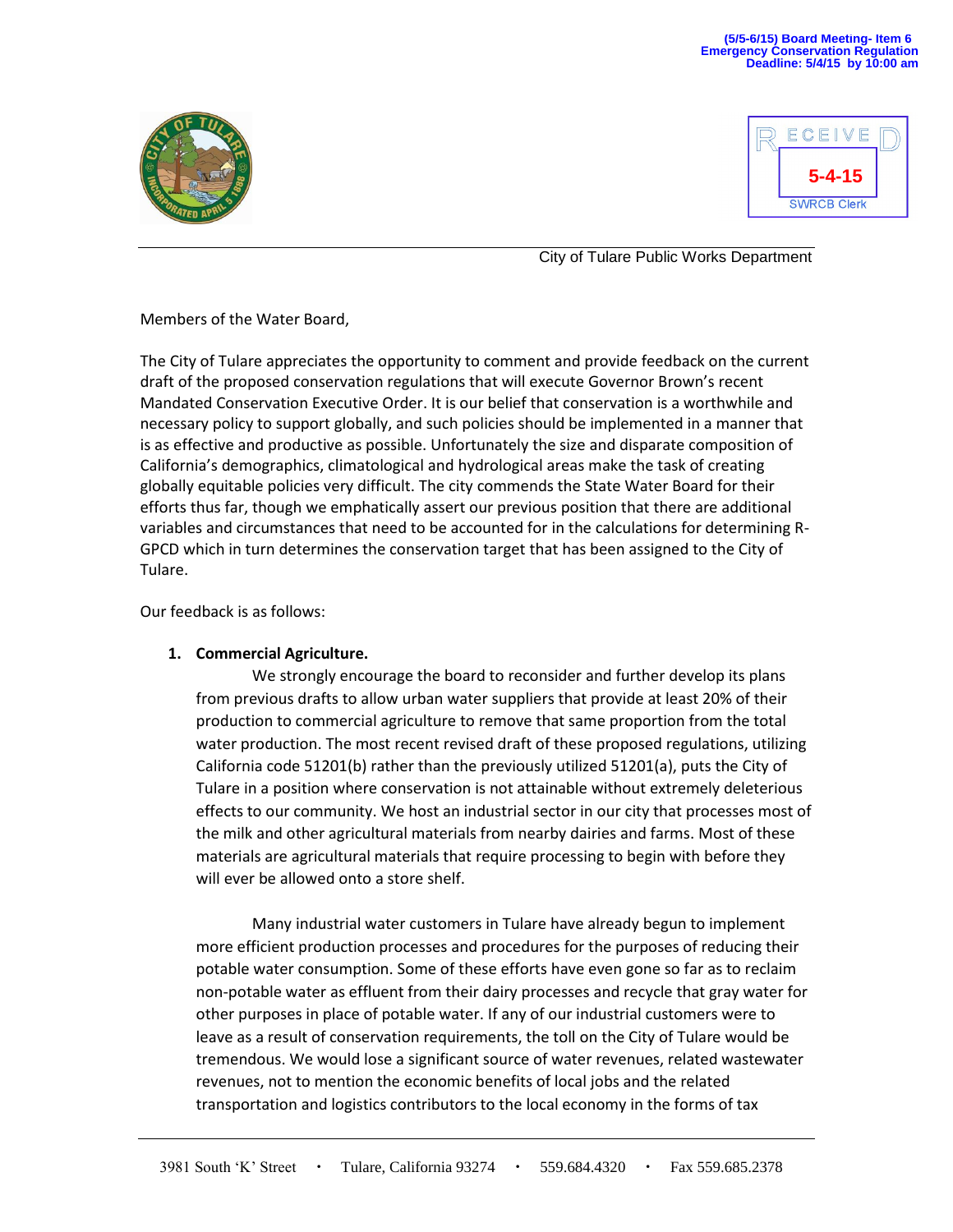(5/5-6/15) Board Meeting- Item 6
Emergency Conservation Regulation
Deadline: 5/4/15 by 10:00 am

RECEIVED
5-4-15
SWRCB Clerk

City of Tulare Public Works Department

Members of the Water Board,

The City of Tulare appreciates the opportunity to comment and provide feedback on the current draft of the proposed conservation regulations that will execute Governor Brown's recent Mandated Conservation Executive Order. It is our belief that conservation is a worthwhile and necessary policy to support globally, and such policies should be implemented in a manner that is as effective and productive as possible. Unfortunately the size and disparate composition of California's demographics, climatological and hydrological areas make the task of creating globally equitable policies very difficult. The city commends the State Water Board for their efforts thus far, though we emphatically assert our previous position that there are additional variables and circumstances that need to be accounted for in the calculations for determining R-GPCD which in turn determines the conservation target that has been assigned to the City of Tulare.

Our feedback is as follows:

1. **Commercial Agriculture.**

   We strongly encourage the board to reconsider and further develop its plans from previous drafts to allow urban water suppliers that provide at least 20% of their production to commercial agriculture to remove that same proportion from the total water production. The most recent revised draft of these proposed regulations, utilizing California code 51201(b) rather than the previously utilized 51201(a), puts the City of Tulare in a position where conservation is not attainable without extremely deleterious effects to our community. We host an industrial sector in our city that processes most of the milk and other agricultural materials from nearby dairies and farms. Most of these materials are agricultural materials that require processing to begin with before they will ever be allowed onto a store shelf.

   Many industrial water customers in Tulare have already begun to implement more efficient production processes and procedures for the purposes of reducing their potable water consumption. Some of these efforts have even gone so far as to reclaim non-potable water as effluent from their dairy processes and recycle that gray water for other purposes in place of potable water. If any of our industrial customers were to leave as a result of conservation requirements, the toll on the City of Tulare would be tremendous. We would lose a significant source of water revenues, related wastewater revenues, not to mention the economic benefits of local jobs and the related transportation and logistics contributors to the local economy in the forms of tax

3981 South 'K' Street • Tulare, California 93274 • 559.684.4320 • Fax 559.685.2378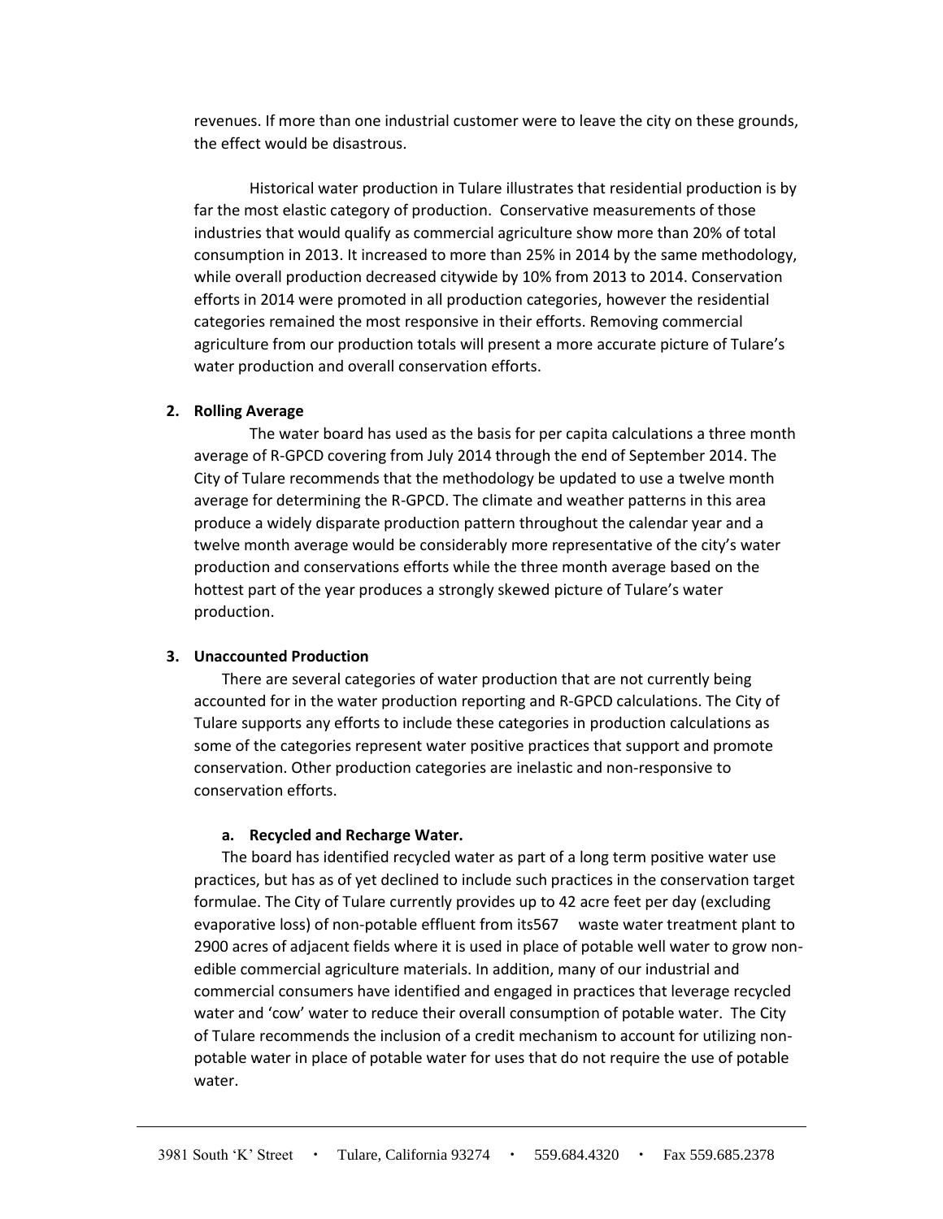revenues. If more than one industrial customer were to leave the city on these grounds, the effect would be disastrous.

Historical water production in Tulare illustrates that residential production is by far the most elastic category of production. Conservative measurements of those industries that would qualify as commercial agriculture show more than 20% of total consumption in 2013. It increased to more than 25% in 2014 by the same methodology, while overall production decreased citywide by 10% from 2013 to 2014. Conservation efforts in 2014 were promoted in all production categories, however the residential categories remained the most responsive in their efforts. Removing commercial agriculture from our production totals will present a more accurate picture of Tulare's water production and overall conservation efforts.

**2. Rolling Average**

The water board has used as the basis for per capita calculations a three month average of R-GPCD covering from July 2014 through the end of September 2014. The City of Tulare recommends that the methodology be updated to use a twelve month average for determining the R-GPCD. The climate and weather patterns in this area produce a widely disparate production pattern throughout the calendar year and a twelve month average would be considerably more representative of the city's water production and conservations efforts while the three month average based on the hottest part of the year produces a strongly skewed picture of Tulare's water production.

**3. Unaccounted Production**

There are several categories of water production that are not currently being accounted for in the water production reporting and R-GPCD calculations. The City of Tulare supports any efforts to include these categories in production calculations as some of the categories represent water positive practices that support and promote conservation. Other production categories are inelastic and non-responsive to conservation efforts.

**a. Recycled and Recharge Water.**

The board has identified recycled water as part of a long term positive water use practices, but has as of yet declined to include such practices in the conservation target formulae. The City of Tulare currently provides up to 42 acre feet per day (excluding evaporative loss) of non-potable effluent from its567 waste water treatment plant to 2900 acres of adjacent fields where it is used in place of potable well water to grow non-edible commercial agriculture materials. In addition, many of our industrial and commercial consumers have identified and engaged in practices that leverage recycled water and 'cow' water to reduce their overall consumption of potable water. The City of Tulare recommends the inclusion of a credit mechanism to account for utilizing non-potable water in place of potable water for uses that do not require the use of potable water.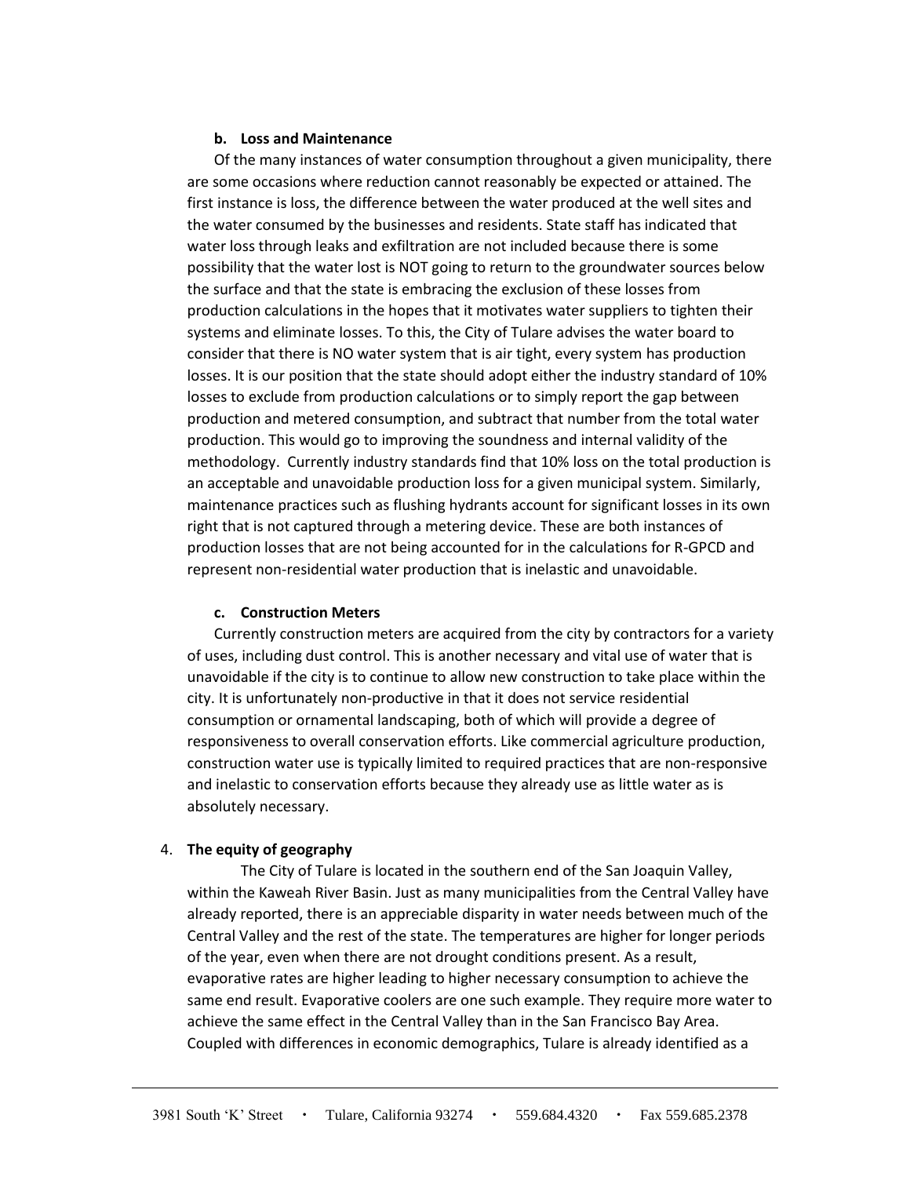**b. Loss and Maintenance**

Of the many instances of water consumption throughout a given municipality, there are some occasions where reduction cannot reasonably be expected or attained. The first instance is loss, the difference between the water produced at the well sites and the water consumed by the businesses and residents. State staff has indicated that water loss through leaks and exfiltration are not included because there is some possibility that the water lost is NOT going to return to the groundwater sources below the surface and that the state is embracing the exclusion of these losses from production calculations in the hopes that it motivates water suppliers to tighten their systems and eliminate losses. To this, the City of Tulare advises the water board to consider that there is NO water system that is air tight, every system has production losses. It is our position that the state should adopt either the industry standard of 10% losses to exclude from production calculations or to simply report the gap between production and metered consumption, and subtract that number from the total water production. This would go to improving the soundness and internal validity of the methodology. Currently industry standards find that 10% loss on the total production is an acceptable and unavoidable production loss for a given municipal system. Similarly, maintenance practices such as flushing hydrants account for significant losses in its own right that is not captured through a metering device. These are both instances of production losses that are not being accounted for in the calculations for R-GPCD and represent non-residential water production that is inelastic and unavoidable.

**c. Construction Meters**

Currently construction meters are acquired from the city by contractors for a variety of uses, including dust control. This is another necessary and vital use of water that is unavoidable if the city is to continue to allow new construction to take place within the city. It is unfortunately non-productive in that it does not service residential consumption or ornamental landscaping, both of which will provide a degree of responsiveness to overall conservation efforts. Like commercial agriculture production, construction water use is typically limited to required practices that are non-responsive and inelastic to conservation efforts because they already use as little water as is absolutely necessary.

4. **The equity of geography**

The City of Tulare is located in the southern end of the San Joaquin Valley, within the Kaweah River Basin. Just as many municipalities from the Central Valley have already reported, there is an appreciable disparity in water needs between much of the Central Valley and the rest of the state. The temperatures are higher for longer periods of the year, even when there are not drought conditions present. As a result, evaporative rates are higher leading to higher necessary consumption to achieve the same end result. Evaporative coolers are one such example. They require more water to achieve the same effect in the Central Valley than in the San Francisco Bay Area. Coupled with differences in economic demographics, Tulare is already identified as a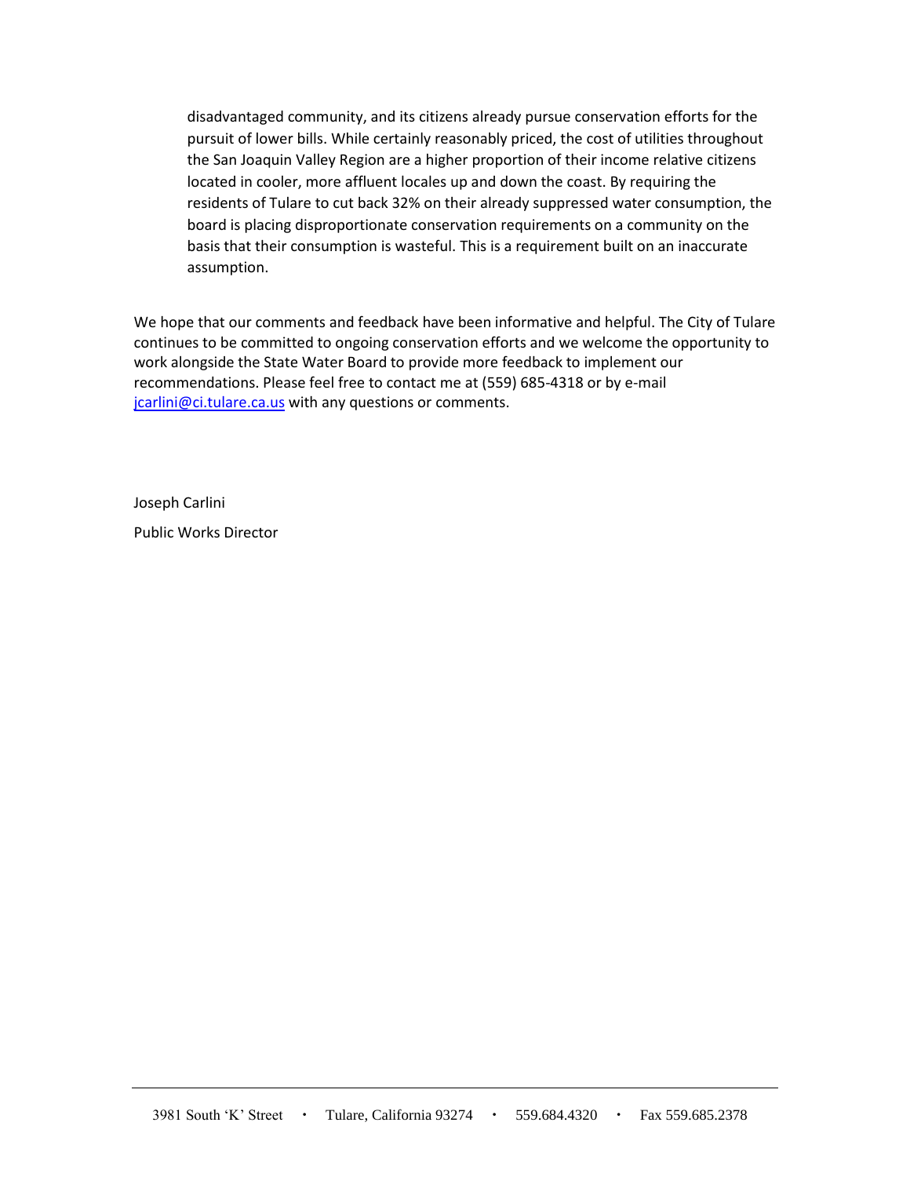disadvantaged community, and its citizens already pursue conservation efforts for the pursuit of lower bills. While certainly reasonably priced, the cost of utilities throughout the San Joaquin Valley Region are a higher proportion of their income relative citizens located in cooler, more affluent locales up and down the coast. By requiring the residents of Tulare to cut back 32% on their already suppressed water consumption, the board is placing disproportionate conservation requirements on a community on the basis that their consumption is wasteful. This is a requirement built on an inaccurate assumption.

We hope that our comments and feedback have been informative and helpful. The City of Tulare continues to be committed to ongoing conservation efforts and we welcome the opportunity to work alongside the State Water Board to provide more feedback to implement our recommendations. Please feel free to contact me at (559) 685-4318 or by e-mail jcarlini@ci.tulare.ca.us with any questions or comments.

Joseph Carlini

Public Works Director

3981 South 'K' Street • Tulare, California 93274 • 559.684.4320 • Fax 559.685.2378